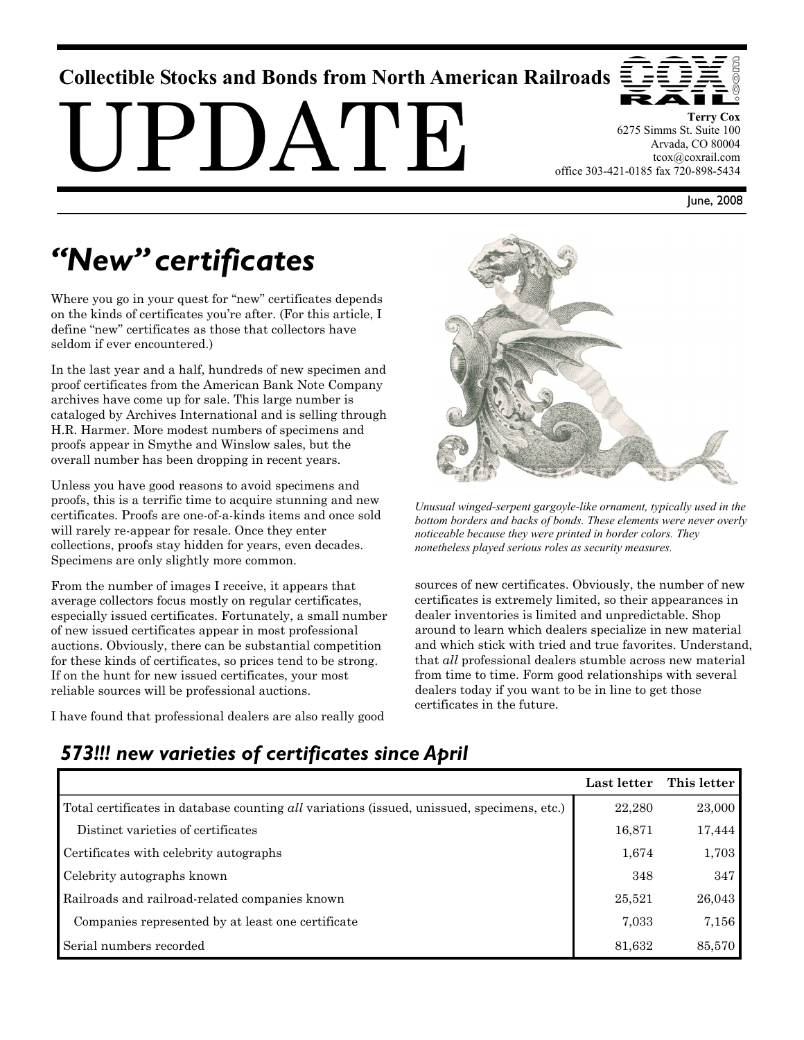Collectible Stocks and Bonds from North American Railroads

# UPDATE

**Terry Cox**
6275 Simms St. Suite 100
Arvada, CO 80004
tcox@coxrail.com
office 303-421-0185 fax 720-898-5434

June, 2008

## *"New" certificates*

Where you go in your quest for "new" certificates depends on the kinds of certificates you're after. (For this article, I define "new" certificates as those that collectors have seldom if ever encountered.)

In the last year and a half, hundreds of new specimen and proof certificates from the American Bank Note Company archives have come up for sale. This large number is cataloged by Archives International and is selling through H.R. Harmer. More modest numbers of specimens and proofs appear in Smythe and Winslow sales, but the overall number has been dropping in recent years.

Unless you have good reasons to avoid specimens and proofs, this is a terrific time to acquire stunning and new certificates. Proofs are one-of-a-kinds items and once sold will rarely re-appear for resale. Once they enter collections, proofs stay hidden for years, even decades. Specimens are only slightly more common.

From the number of images I receive, it appears that average collectors focus mostly on regular certificates, especially issued certificates. Fortunately, a small number of new issued certificates appear in most professional auctions. Obviously, there can be substantial competition for these kinds of certificates, so prices tend to be strong. If on the hunt for new issued certificates, your most reliable sources will be professional auctions.

I have found that professional dealers are also really good sources of new certificates. Obviously, the number of new certificates is extremely limited, so their appearances in dealer inventories is limited and unpredictable. Shop around to learn which dealers specialize in new material and which stick with tried and true favorites. Understand, that *all* professional dealers stumble across new material from time to time. Form good relationships with several dealers today if you want to be in line to get those certificates in the future.

*Unusual winged-serpent gargoyle-like ornament, typically used in the bottom borders and backs of bonds. These elements were never overly noticeable because they were printed in border colors. They nonetheless played serious roles as security measures.*

### *573!!! new varieties of certificates since April*

| | Last letter | This letter |
|---|---|---|
| Total certificates in database counting *all* variations (issued, unissued, specimens, etc.) | 22,280 | 23,000 |
| Distinct varieties of certificates | 16,871 | 17,444 |
| Certificates with celebrity autographs | 1,674 | 1,703 |
| Celebrity autographs known | 348 | 347 |
| Railroads and railroad-related companies known | 25,521 | 26,043 |
| Companies represented by at least one certificate | 7,033 | 7,156 |
| Serial numbers recorded | 81,632 | 85,570 |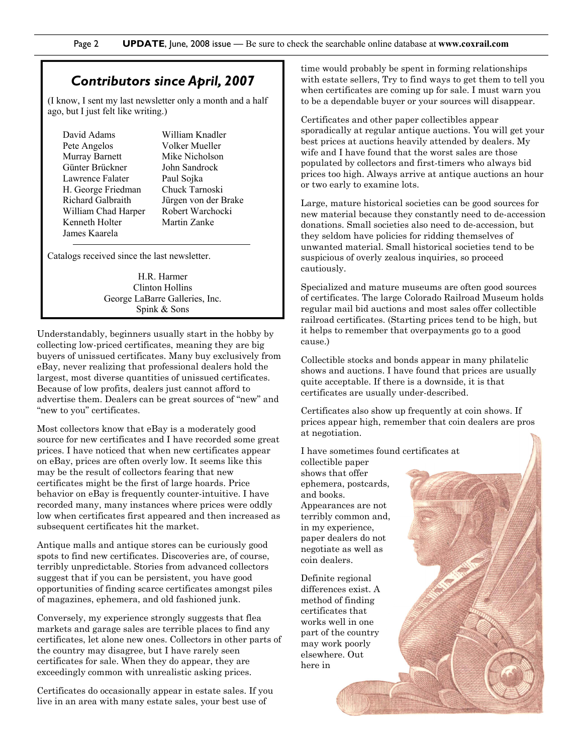## *Contributors since April, 2007*

(I know, I sent my last newsletter only a month and a half ago, but I just felt like writing.)

| | |
|---|---|
| David Adams | William Knadler |
| Pete Angelos | Volker Mueller |
| Murray Barnett | Mike Nicholson |
| Günter Brückner | John Sandrock |
| Lawrence Falater | Paul Sojka |
| H. George Friedman | Chuck Tarnoski |
| Richard Galbraith | Jürgen von der Brake |
| William Chad Harper | Robert Warchocki |
| Kenneth Holter | Martin Zanke |
| James Kaarela | |

Catalogs received since the last newsletter.

H.R. Harmer
Clinton Hollins
George LaBarre Galleries, Inc.
Spink & Sons

Understandably, beginners usually start in the hobby by collecting low-priced certificates, meaning they are big buyers of unissued certificates. Many buy exclusively from eBay, never realizing that professional dealers hold the largest, most diverse quantities of unissued certificates. Because of low profits, dealers just cannot afford to advertise them. Dealers can be great sources of "new" and "new to you" certificates.

Most collectors know that eBay is a moderately good source for new certificates and I have recorded some great prices. I have noticed that when new certificates appear on eBay, prices are often overly low. It seems like this may be the result of collectors fearing that new certificates might be the first of large hoards. Price behavior on eBay is frequently counter-intuitive. I have recorded many, many instances where prices were oddly low when certificates first appeared and then increased as subsequent certificates hit the market.

Antique malls and antique stores can be curiously good spots to find new certificates. Discoveries are, of course, terribly unpredictable. Stories from advanced collectors suggest that if you can be persistent, you have good opportunities of finding scarce certificates amongst piles of magazines, ephemera, and old fashioned junk.

Conversely, my experience strongly suggests that flea markets and garage sales are terrible places to find any certificates, let alone new ones. Collectors in other parts of the country may disagree, but I have rarely seen certificates for sale. When they do appear, they are exceedingly common with unrealistic asking prices.

Certificates do occasionally appear in estate sales. If you live in an area with many estate sales, your best use of time would probably be spent in forming relationships with estate sellers, Try to find ways to get them to tell you when certificates are coming up for sale. I must warn you to be a dependable buyer or your sources will disappear.

Certificates and other paper collectibles appear sporadically at regular antique auctions. You will get your best prices at auctions heavily attended by dealers. My wife and I have found that the worst sales are those populated by collectors and first-timers who always bid prices too high. Always arrive at antique auctions an hour or two early to examine lots.

Large, mature historical societies can be good sources for new material because they constantly need to de-accession donations. Small societies also need to de-accession, but they seldom have policies for ridding themselves of unwanted material. Small historical societies tend to be suspicious of overly zealous inquiries, so proceed cautiously.

Specialized and mature museums are often good sources of certificates. The large Colorado Railroad Museum holds regular mail bid auctions and most sales offer collectible railroad certificates. (Starting prices tend to be high, but it helps to remember that overpayments go to a good cause.)

Collectible stocks and bonds appear in many philatelic shows and auctions. I have found that prices are usually quite acceptable. If there is a downside, it is that certificates are usually under-described.

Certificates also show up frequently at coin shows. If prices appear high, remember that coin dealers are pros at negotiation.

I have sometimes found certificates at collectible paper shows that offer ephemera, postcards, and books. Appearances are not terribly common and, in my experience, paper dealers do not negotiate as well as coin dealers.

Definite regional differences exist. A method of finding certificates that works well in one part of the country may work poorly elsewhere. Out here in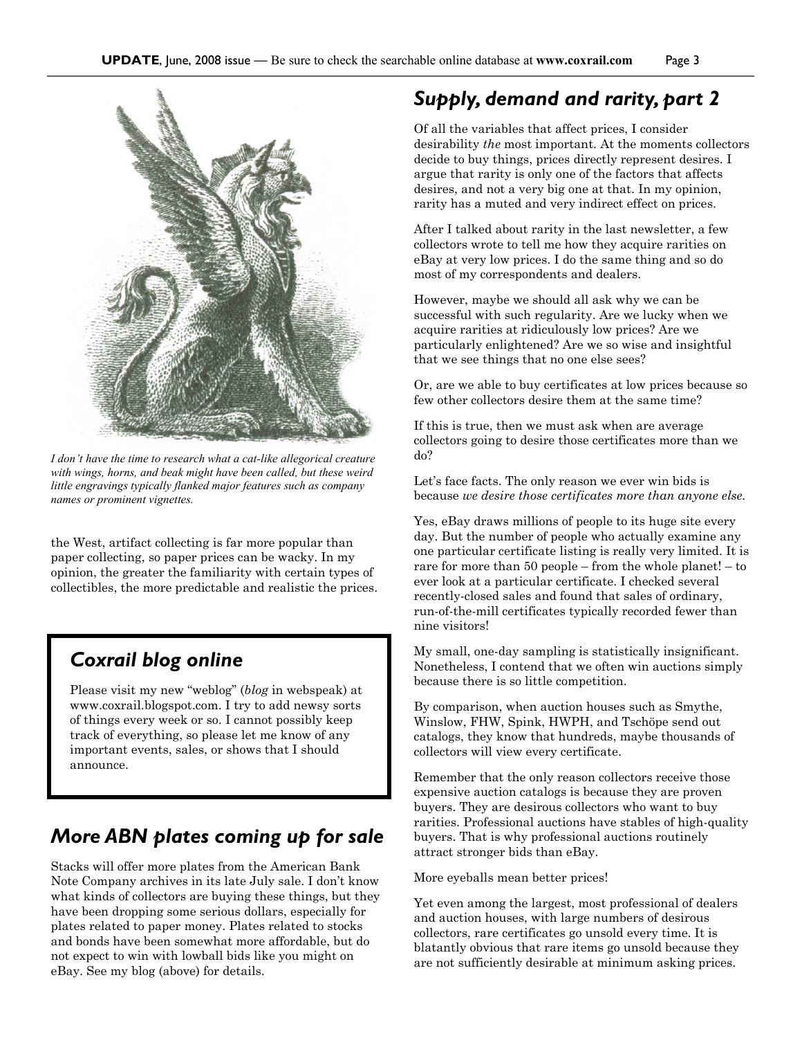*I don't have the time to research what a cat-like allegorical creature with wings, horns, and beak might have been called, but these weird little engravings typically flanked major features such as company names or prominent vignettes.*

the West, artifact collecting is far more popular than paper collecting, so paper prices can be wacky. In my opinion, the greater the familiarity with certain types of collectibles, the more predictable and realistic the prices.

## *Coxrail blog online*

Please visit my new "weblog" (*blog* in webspeak) at www.coxrail.blogspot.com. I try to add newsy sorts of things every week or so. I cannot possibly keep track of everything, so please let me know of any important events, sales, or shows that I should announce.

## *More ABN plates coming up for sale*

Stacks will offer more plates from the American Bank Note Company archives in its late July sale. I don't know what kinds of collectors are buying these things, but they have been dropping some serious dollars, especially for plates related to paper money. Plates related to stocks and bonds have been somewhat more affordable, but do not expect to win with lowball bids like you might on eBay. See my blog (above) for details.

## *Supply, demand and rarity, part 2*

Of all the variables that affect prices, I consider desirability *the* most important. At the moments collectors decide to buy things, prices directly represent desires. I argue that rarity is only one of the factors that affects desires, and not a very big one at that. In my opinion, rarity has a muted and very indirect effect on prices.

After I talked about rarity in the last newsletter, a few collectors wrote to tell me how they acquire rarities on eBay at very low prices. I do the same thing and so do most of my correspondents and dealers.

However, maybe we should all ask why we can be successful with such regularity. Are we lucky when we acquire rarities at ridiculously low prices? Are we particularly enlightened? Are we so wise and insightful that we see things that no one else sees?

Or, are we able to buy certificates at low prices because so few other collectors desire them at the same time?

If this is true, then we must ask when are average collectors going to desire those certificates more than we do?

Let's face facts. The only reason we ever win bids is because *we desire those certificates more than anyone else.*

Yes, eBay draws millions of people to its huge site every day. But the number of people who actually examine any one particular certificate listing is really very limited. It is rare for more than 50 people – from the whole planet! – to ever look at a particular certificate. I checked several recently-closed sales and found that sales of ordinary, run-of-the-mill certificates typically recorded fewer than nine visitors!

My small, one-day sampling is statistically insignificant. Nonetheless, I contend that we often win auctions simply because there is so little competition.

By comparison, when auction houses such as Smythe, Winslow, FHW, Spink, HWPH, and Tschöpe send out catalogs, they know that hundreds, maybe thousands of collectors will view every certificate.

Remember that the only reason collectors receive those expensive auction catalogs is because they are proven buyers. They are desirous collectors who want to buy rarities. Professional auctions have stables of high-quality buyers. That is why professional auctions routinely attract stronger bids than eBay.

More eyeballs mean better prices!

Yet even among the largest, most professional of dealers and auction houses, with large numbers of desirous collectors, rare certificates go unsold every time. It is blatantly obvious that rare items go unsold because they are not sufficiently desirable at minimum asking prices.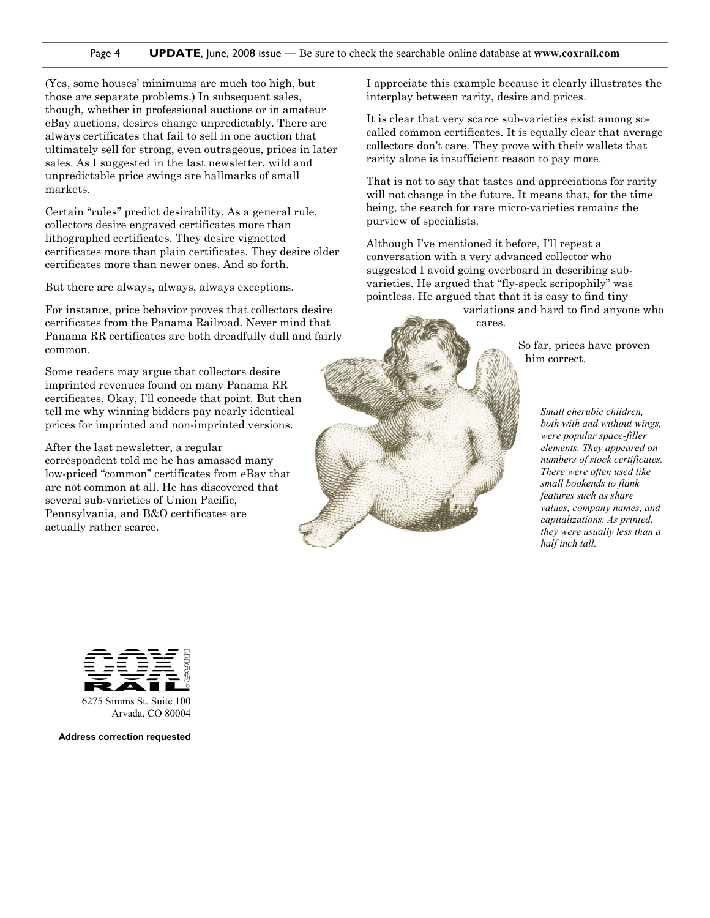(Yes, some houses' minimums are much too high, but those are separate problems.) In subsequent sales, though, whether in professional auctions or in amateur eBay auctions, desires change unpredictably. There are always certificates that fail to sell in one auction that ultimately sell for strong, even outrageous, prices in later sales. As I suggested in the last newsletter, wild and unpredictable price swings are hallmarks of small markets.

Certain "rules" predict desirability. As a general rule, collectors desire engraved certificates more than lithographed certificates. They desire vignetted certificates more than plain certificates. They desire older certificates more than newer ones. And so forth.

But there are always, always, always exceptions.

For instance, price behavior proves that collectors desire certificates from the Panama Railroad. Never mind that Panama RR certificates are both dreadfully dull and fairly common.

Some readers may argue that collectors desire imprinted revenues found on many Panama RR certificates. Okay, I'll concede that point. But then tell me why winning bidders pay nearly identical prices for imprinted and non-imprinted versions.

After the last newsletter, a regular correspondent told me he has amassed many low-priced "common" certificates from eBay that are not common at all. He has discovered that several sub-varieties of Union Pacific, Pennsylvania, and B&O certificates are actually rather scarce.

I appreciate this example because it clearly illustrates the interplay between rarity, desire and prices.

It is clear that very scarce sub-varieties exist among so-called common certificates. It is equally clear that average collectors don't care. They prove with their wallets that rarity alone is insufficient reason to pay more.

That is not to say that tastes and appreciations for rarity will not change in the future. It means that, for the time being, the search for rare micro-varieties remains the purview of specialists.

Although I've mentioned it before, I'll repeat a conversation with a very advanced collector who suggested I avoid going overboard in describing sub-varieties. He argued that "fly-speck scripophily" was pointless. He argued that that it is easy to find tiny variations and hard to find anyone who cares.

So far, prices have proven him correct.

*Small cherubic children, both with and without wings, were popular space-filler elements. They appeared on numbers of stock certificates. There were often used like small bookends to flank features such as share values, company names, and capitalizations. As printed, they were usually less than a half inch tall.*

COX RAIL .com

6275 Simms St. Suite 100
Arvada, CO 80004

**Address correction requested**